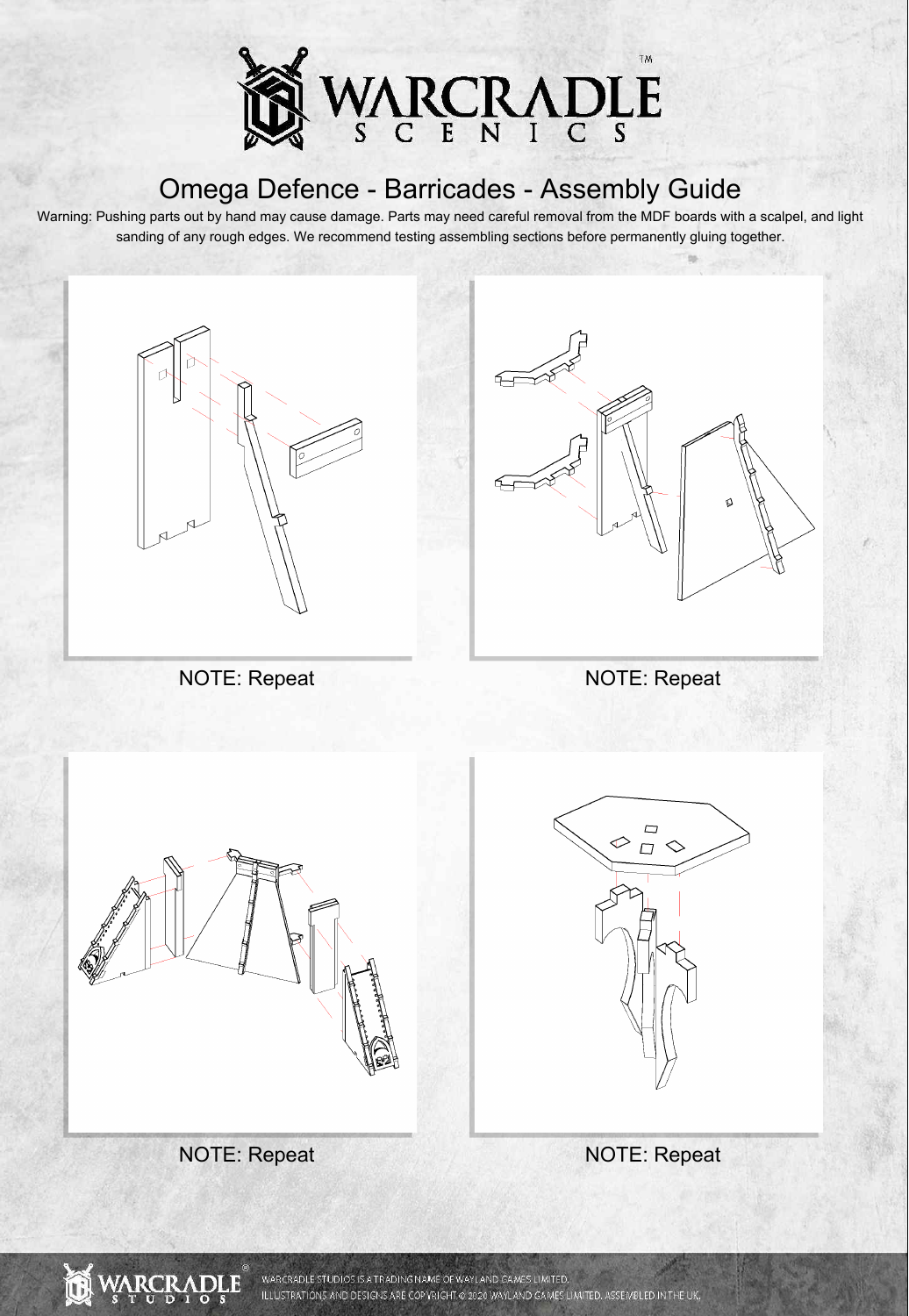# Omega Defence - Barricades - Assembly Guide

Warning: Pushing parts out by hand may cause damage. Parts may need careful removal from the MDF boards with a scalpel, and light sanding of any rough edges. We recommend testing assembling sections before permanently gluing together.

NOTE: Repeat

NOTE: Repeat

NOTE: Repeat

NOTE: Repeat

WARCRADLE STUDIOS IS A TRADING NAME OF WAYLAND GAMES LIMITED.
ILLUSTRATIONS AND DESIGNS ARE COPYRIGHT © 2020 WAYLAND GAMES LIMITED. ASSEMBLED IN THE UK.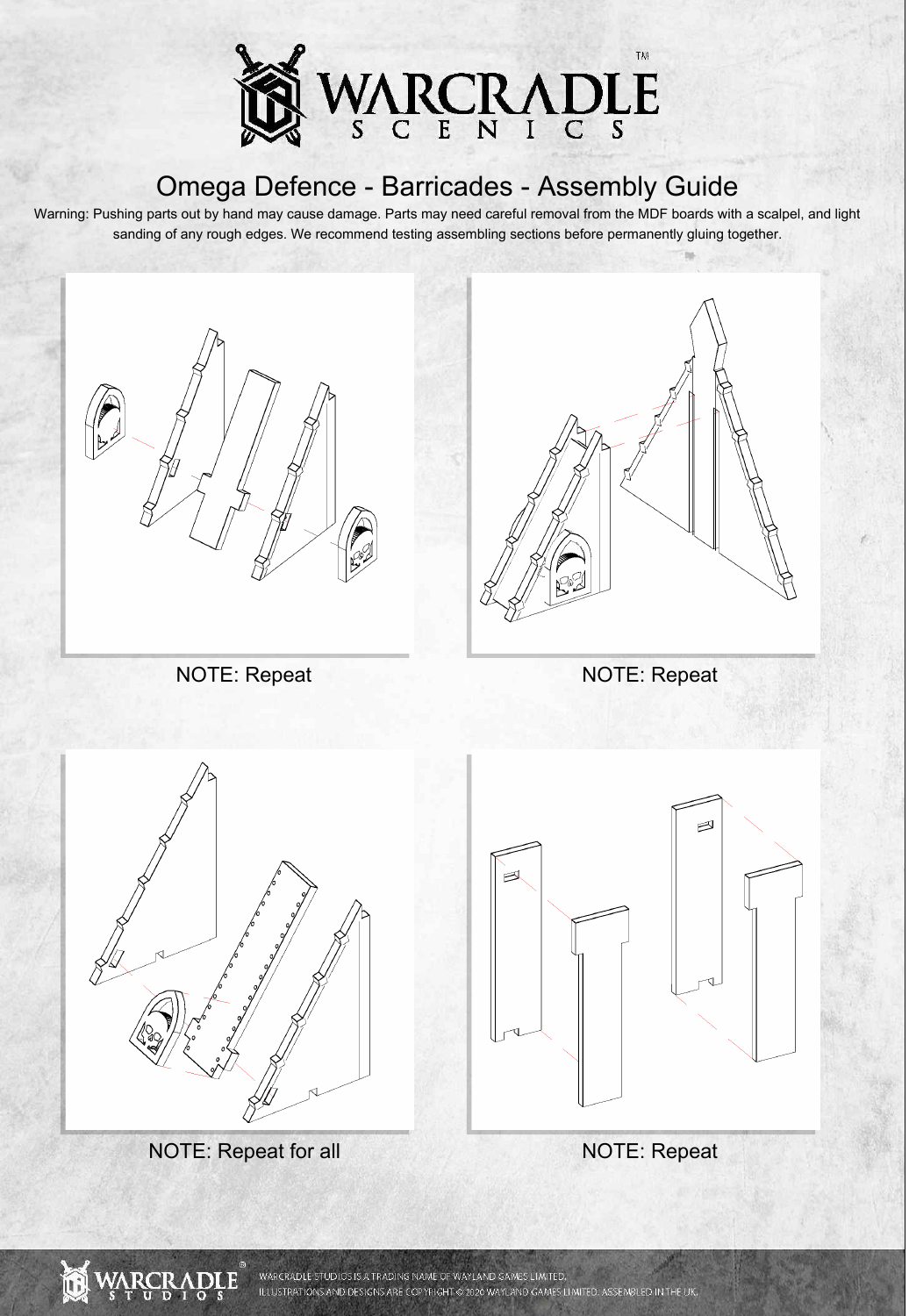# Omega Defence - Barricades - Assembly Guide

Warning: Pushing parts out by hand may cause damage. Parts may need careful removal from the MDF boards with a scalpel, and light sanding of any rough edges. We recommend testing assembling sections before permanently gluing together.

NOTE: Repeat

NOTE: Repeat

NOTE: Repeat for all

NOTE: Repeat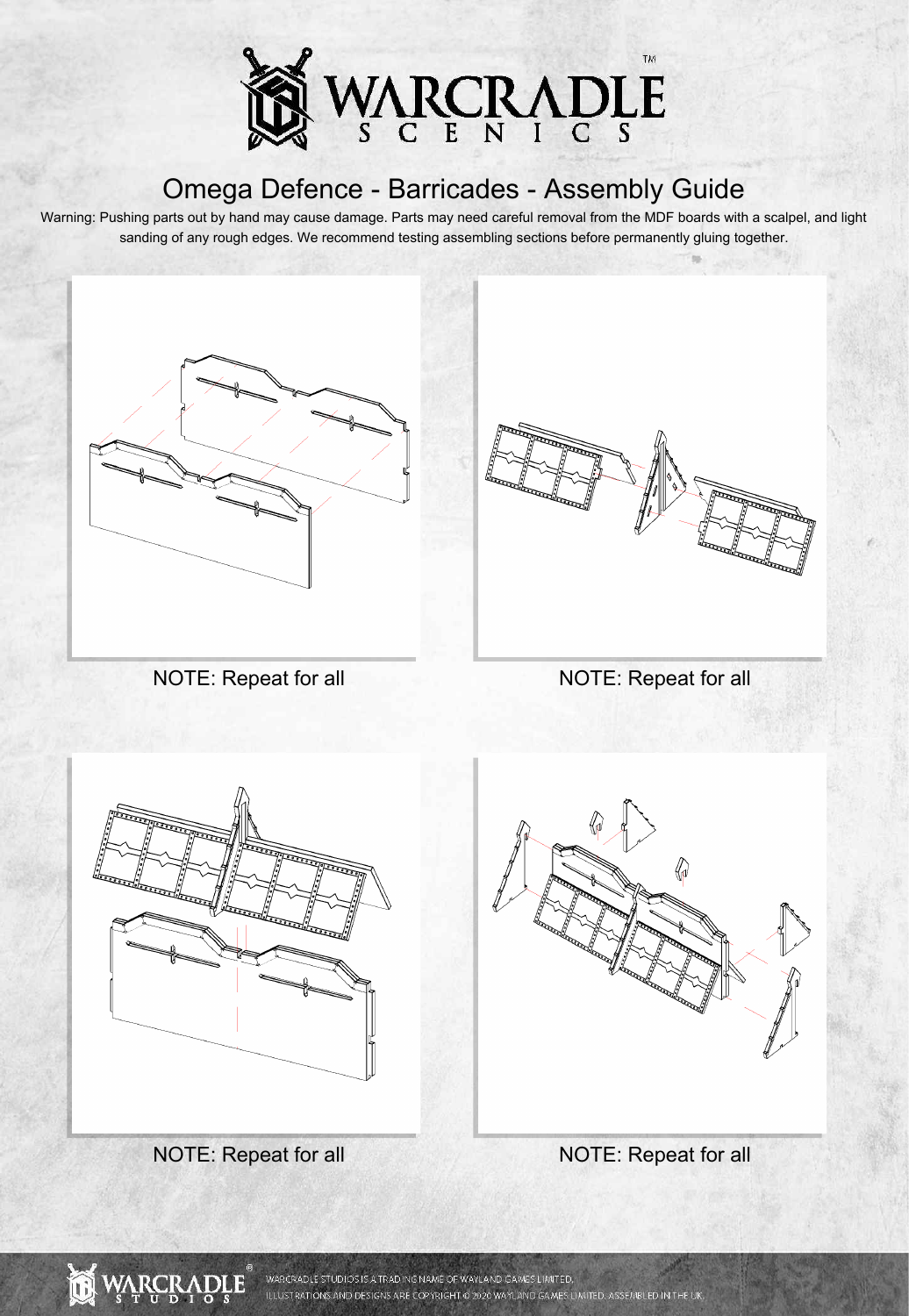# Omega Defence - Barricades - Assembly Guide

Warning: Pushing parts out by hand may cause damage. Parts may need careful removal from the MDF boards with a scalpel, and light sanding of any rough edges. We recommend testing assembling sections before permanently gluing together.

NOTE: Repeat for all

NOTE: Repeat for all

NOTE: Repeat for all

NOTE: Repeat for all

WARCRADLE STUDIOS IS A TRADING NAME OF WAYLAND GAMES LIMITED.
ILLUSTRATIONS AND DESIGNS ARE COPYRIGHT © 2020 WAYLAND GAMES LIMITED. ASSEMBLED IN THE UK.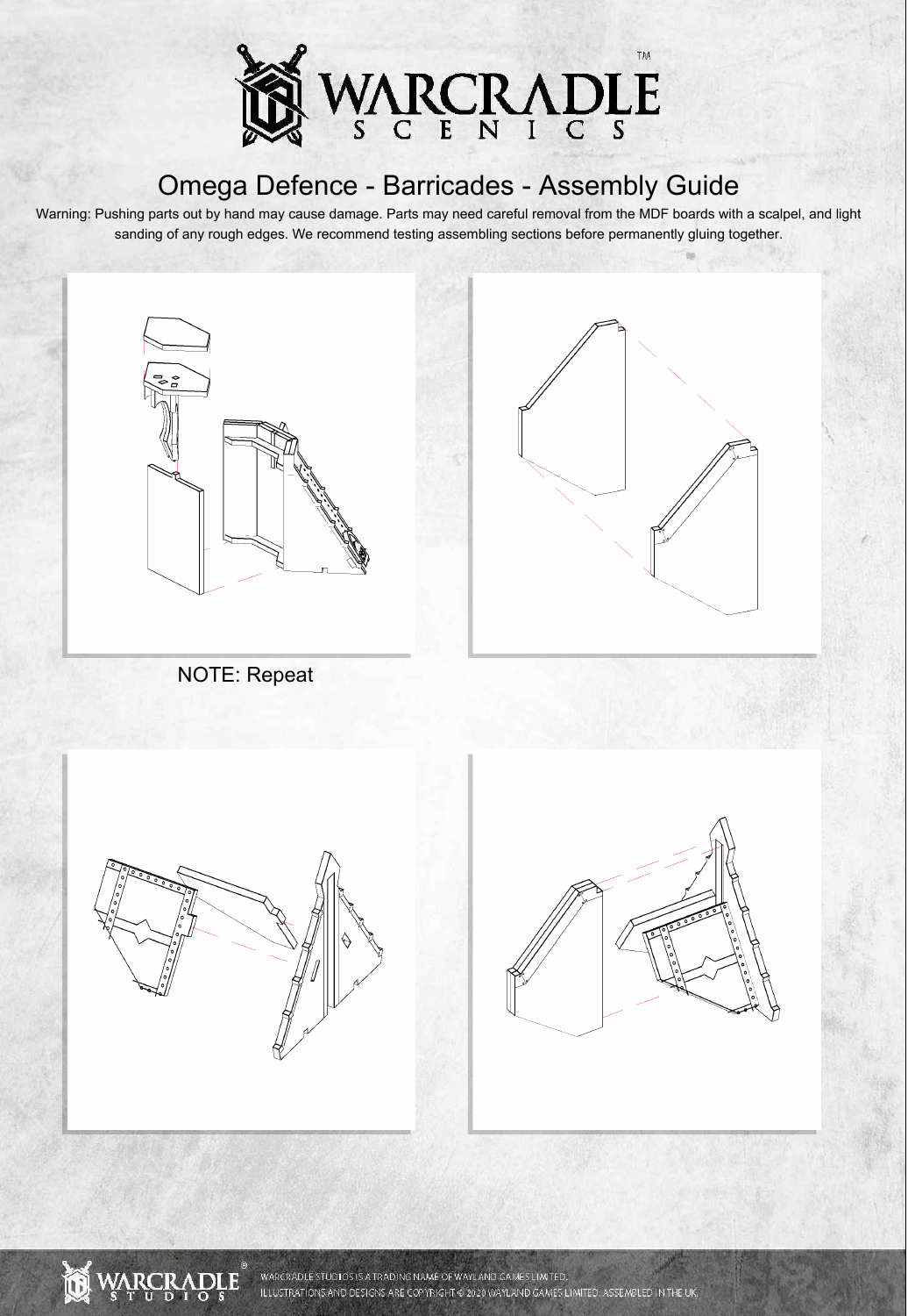# Omega Defence - Barricades - Assembly Guide

Warning: Pushing parts out by hand may cause damage. Parts may need careful removal from the MDF boards with a scalpel, and light sanding of any rough edges. We recommend testing assembling sections before permanently gluing together.

NOTE: Repeat